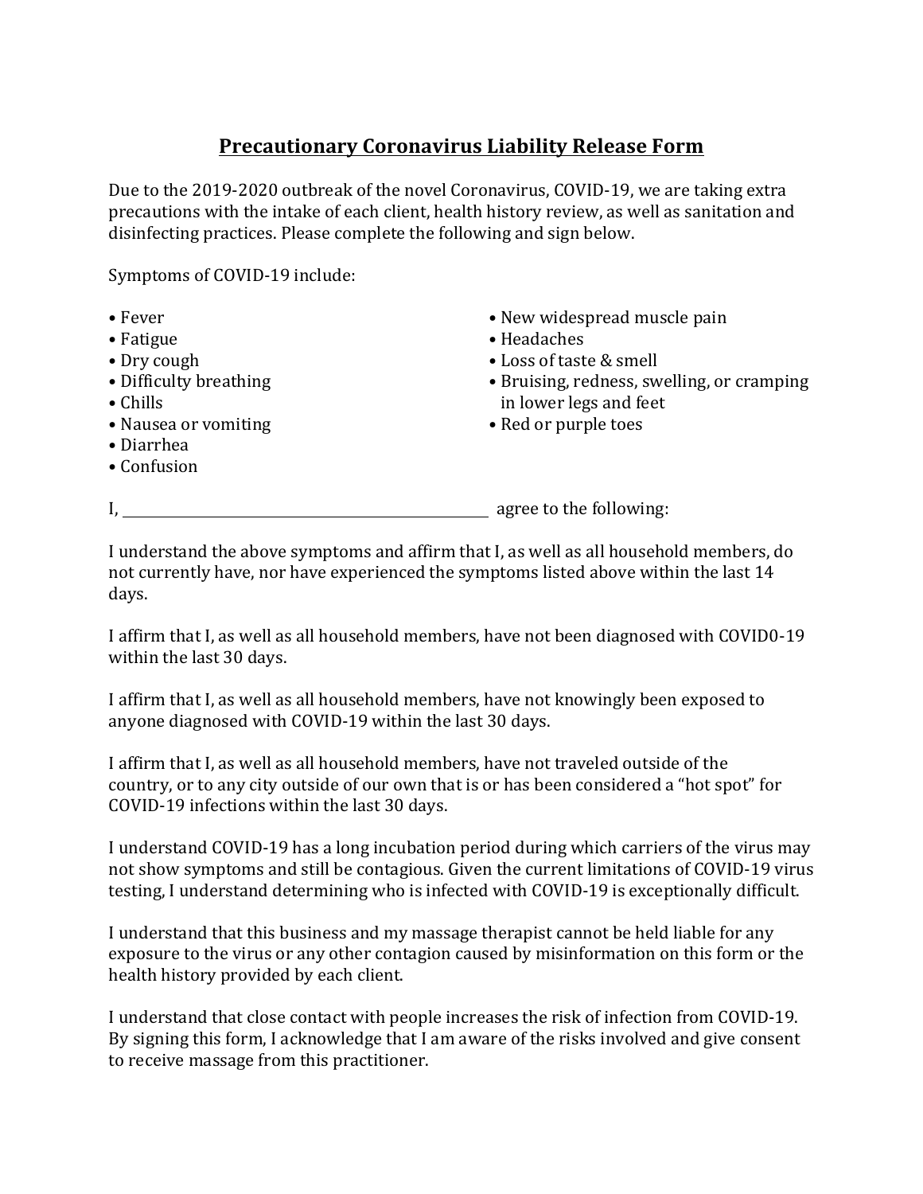# Precautionary Coronavirus Liability Release Form

Due to the 2019-2020 outbreak of the novel Coronavirus, COVID-19, we are taking extra precautions with the intake of each client, health history review, as well as sanitation and disinfecting practices. Please complete the following and sign below.

Symptoms of COVID-19 include:

- Fever
- Fatigue
- Dry cough
- Difficulty breathing
- Chills
- Nausea or vomiting
- Diarrhea
- Confusion
- New widespread muscle pain
- Headaches
- Loss of taste & smell
- Bruising, redness, swelling, or cramping in lower legs and feet
- Red or purple toes

I, ______________________________________ agree to the following:

I understand the above symptoms and affirm that I, as well as all household members, do not currently have, nor have experienced the symptoms listed above within the last 14 days.

I affirm that I, as well as all household members, have not been diagnosed with COVID0-19 within the last 30 days.

I affirm that I, as well as all household members, have not knowingly been exposed to anyone diagnosed with COVID-19 within the last 30 days.

I affirm that I, as well as all household members, have not traveled outside of the country, or to any city outside of our own that is or has been considered a "hot spot" for COVID-19 infections within the last 30 days.

I understand COVID-19 has a long incubation period during which carriers of the virus may not show symptoms and still be contagious. Given the current limitations of COVID-19 virus testing, I understand determining who is infected with COVID-19 is exceptionally difficult.

I understand that this business and my massage therapist cannot be held liable for any exposure to the virus or any other contagion caused by misinformation on this form or the health history provided by each client.

I understand that close contact with people increases the risk of infection from COVID-19. By signing this form, I acknowledge that I am aware of the risks involved and give consent to receive massage from this practitioner.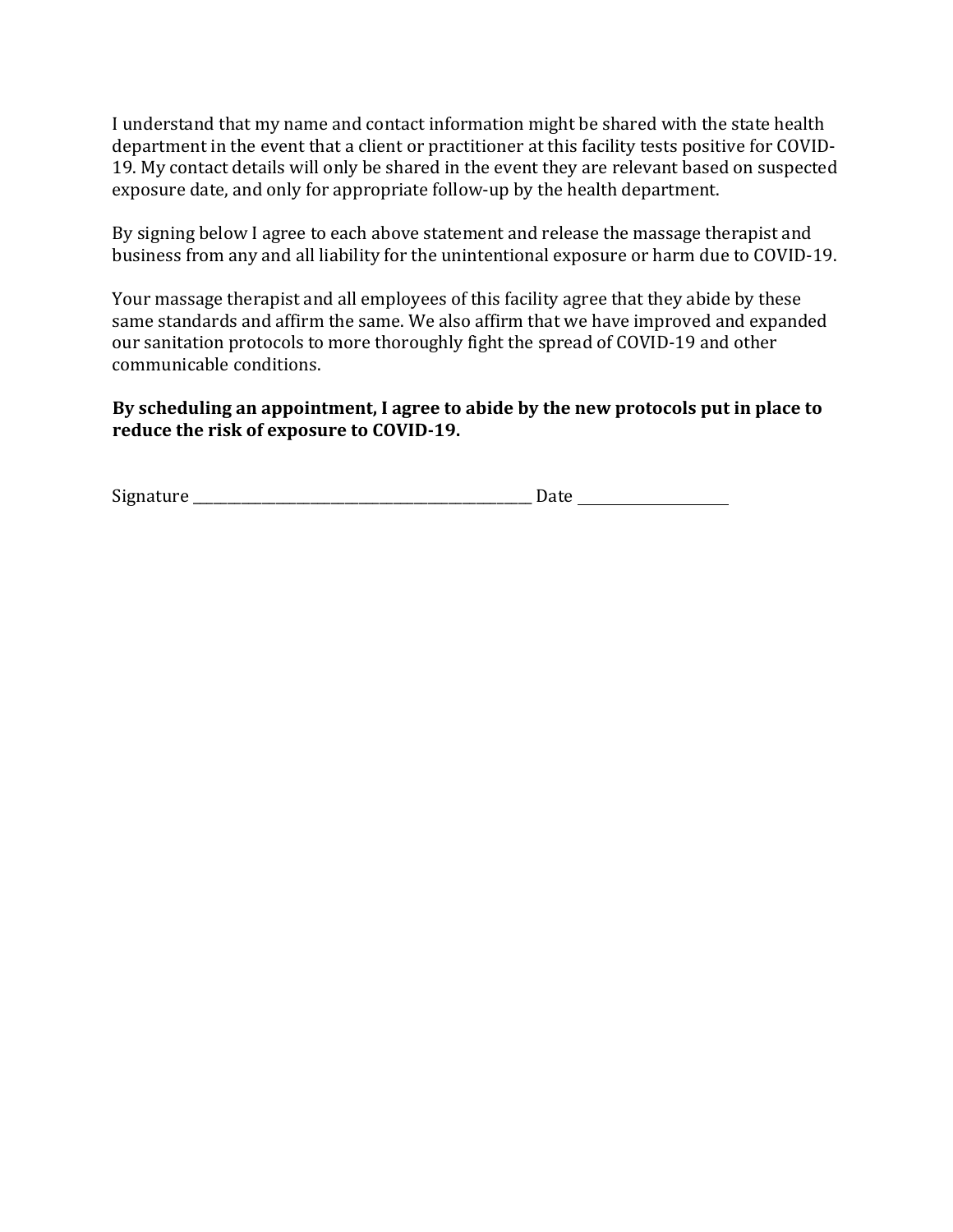I understand that my name and contact information might be shared with the state health department in the event that a client or practitioner at this facility tests positive for COVID-19. My contact details will only be shared in the event they are relevant based on suspected exposure date, and only for appropriate follow-up by the health department.

By signing below I agree to each above statement and release the massage therapist and business from any and all liability for the unintentional exposure or harm due to COVID-19.

Your massage therapist and all employees of this facility agree that they abide by these same standards and affirm the same. We also affirm that we have improved and expanded our sanitation protocols to more thoroughly fight the spread of COVID-19 and other communicable conditions.

**By scheduling an appointment, I agree to abide by the new protocols put in place to reduce the risk of exposure to COVID-19.**

Signature ______________________________________________ Date ____________________